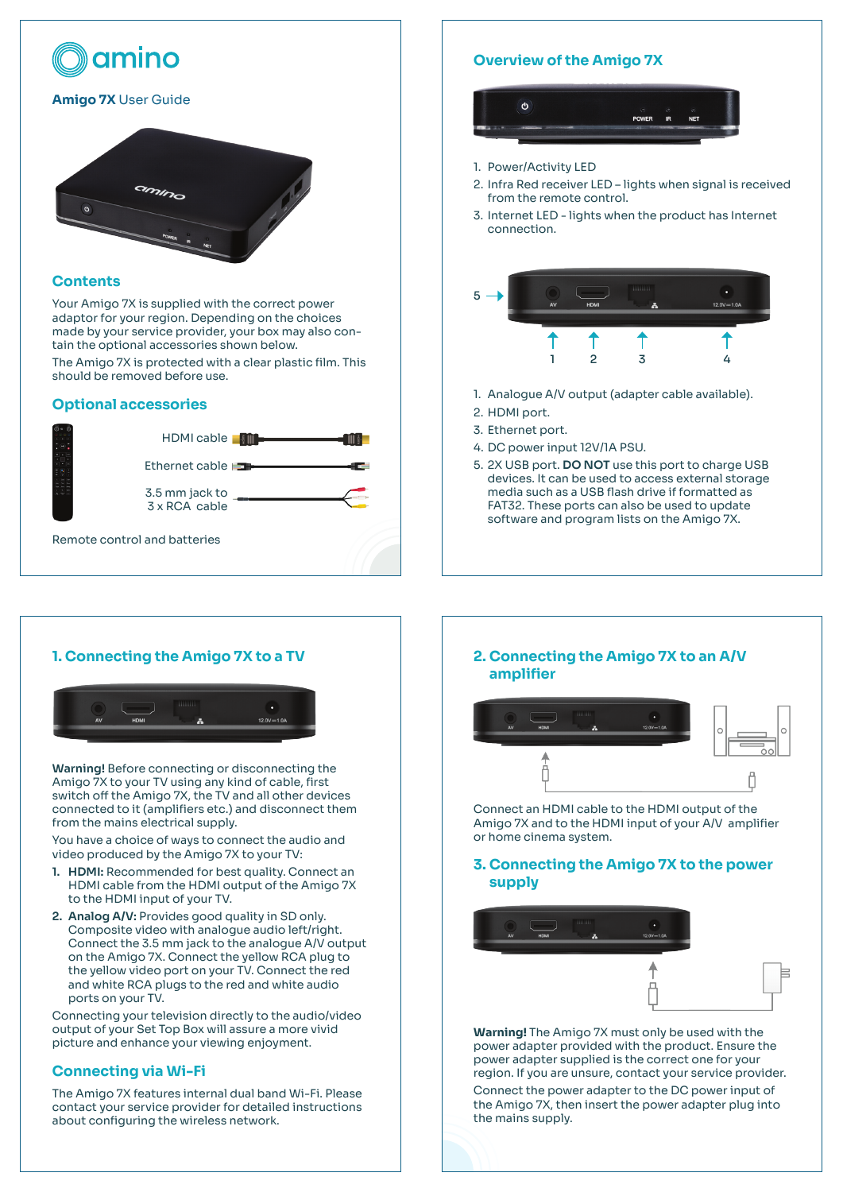amino

**Amigo 7X** User Guide

## Contents

Your Amigo 7X is supplied with the correct power adaptor for your region. Depending on the choices made by your service provider, your box may also contain the optional accessories shown below.

The Amigo 7X is protected with a clear plastic film. This should be removed before use.

## Optional accessories

HDMI cable

Ethernet cable

3.5 mm jack to 3 x RCA cable

Remote control and batteries

## Overview of the Amigo 7X

1. Power/Activity LED
2. Infra Red receiver LED – lights when signal is received from the remote control.
3. Internet LED - lights when the product has Internet connection.

1. Analogue A/V output (adapter cable available).
2. HDMI port.
3. Ethernet port.
4. DC power input 12V/1A PSU.
5. 2X USB port. **DO NOT** use this port to charge USB devices. It can be used to access external storage media such as a USB flash drive if formatted as FAT32. These ports can also be used to update software and program lists on the Amigo 7X.

## 1. Connecting the Amigo 7X to a TV

**Warning!** Before connecting or disconnecting the Amigo 7X to your TV using any kind of cable, first switch off the Amigo 7X, the TV and all other devices connected to it (amplifiers etc.) and disconnect them from the mains electrical supply.

You have a choice of ways to connect the audio and video produced by the Amigo 7X to your TV:

1. **HDMI:** Recommended for best quality. Connect an HDMI cable from the HDMI output of the Amigo 7X to the HDMI input of your TV.
2. **Analog A/V:** Provides good quality in SD only. Composite video with analogue audio left/right. Connect the 3.5 mm jack to the analogue A/V output on the Amigo 7X. Connect the yellow RCA plug to the yellow video port on your TV. Connect the red and white RCA plugs to the red and white audio ports on your TV.

Connecting your television directly to the audio/video output of your Set Top Box will assure a more vivid picture and enhance your viewing enjoyment.

## Connecting via Wi-Fi

The Amigo 7X features internal dual band Wi-Fi. Please contact your service provider for detailed instructions about configuring the wireless network.

## 2. Connecting the Amigo 7X to an A/V amplifier

Connect an HDMI cable to the HDMI output of the Amigo 7X and to the HDMI input of your A/V amplifier or home cinema system.

## 3. Connecting the Amigo 7X to the power supply

**Warning!** The Amigo 7X must only be used with the power adapter provided with the product. Ensure the power adapter supplied is the correct one for your region. If you are unsure, contact your service provider.

Connect the power adapter to the DC power input of the Amigo 7X, then insert the power adapter plug into the mains supply.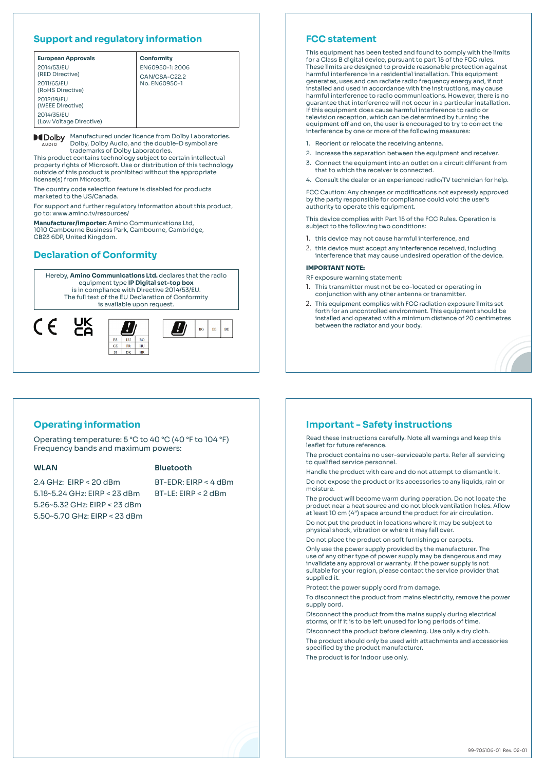## Support and regulatory information

| European Approvals | Conformity |
|---|---|
| 2014/53/EU (RED Directive) | EN60950-1: 2006 |
| 2011/65/EU (RoHS Directive) | CAN/CSA-C22.2 No. EN60950-1 |
| 2012/19/EU (WEEE Directive) | |
| 2014/35/EU (Low Voltage Directive) | |

Dolby AUDIO

Manufactured under licence from Dolby Laboratories. Dolby, Dolby Audio, and the double-D symbol are trademarks of Dolby Laboratories.

This product contains technology subject to certain intellectual property rights of Microsoft. Use or distribution of this technology outside of this product is prohibited without the appropriate license(s) from Microsoft.

The country code selection feature is disabled for products marketed to the US/Canada.

For support and further regulatory information about this product, go to: www.amino.tv/resources/

**Manufacturer/importer:** Amino Communications Ltd, 1010 Cambourne Business Park, Cambourne, Cambridge, CB23 6DP, United Kingdom.

## Declaration of Conformity

Hereby, **Amino Communications Ltd.** declares that the radio equipment type **IP Digital set-top box** is in compliance with Directive 2014/53/EU. The full text of the EU Declaration of Conformity is available upon request.

CE UK CA

| ES | LU | RO |
|---|---|---|
| CZ | FR | HU |
| SI | DK | HR |

BG EE BE

## FCC statement

This equipment has been tested and found to comply with the limits for a Class B digital device, pursuant to part 15 of the FCC rules. These limits are designed to provide reasonable protection against harmful interference in a residential installation. This equipment generates, uses and can radiate radio frequency energy and, if not installed and used in accordance with the instructions, may cause harmful interference to radio communications. However, there is no guarantee that interference will not occur in a particular installation. If this equipment does cause harmful interference to radio or television reception, which can be determined by turning the equipment off and on, the user is encouraged to try to correct the interference by one or more of the following measures:

1. Reorient or relocate the receiving antenna.
2. Increase the separation between the equipment and receiver.
3. Connect the equipment into an outlet on a circuit different from that to which the receiver is connected.
4. Consult the dealer or an experienced radio/TV technician for help.

FCC Caution: Any changes or modifications not expressly approved by the party responsible for compliance could void the user's authority to operate this equipment.

This device complies with Part 15 of the FCC Rules. Operation is subject to the following two conditions:

1. this device may not cause harmful interference, and
2. this device must accept any interference received, including interference that may cause undesired operation of the device.

**IMPORTANT NOTE:**

RF exposure warning statement:

1. This transmitter must not be co-located or operating in conjunction with any other antenna or transmitter.
2. This equipment complies with FCC radiation exposure limits set forth for an uncontrolled environment. This equipment should be installed and operated with a minimum distance of 20 centimetres between the radiator and your body.

## Operating information

Operating temperature: 5 °C to 40 °C (40 °F to 104 °F)
Frequency bands and maximum powers:

| WLAN | Bluetooth |
|---|---|
| 2.4 GHz: EIRP < 20 dBm | BT-EDR: EIRP < 4 dBm |
| 5.18~5.24 GHz: EIRP < 23 dBm | BT-LE: EIRP < 2 dBm |
| 5.26~5.32 GHz: EIRP < 23 dBm | |
| 5.50~5.70 GHz: EIRP < 23 dBm | |

## Important - Safety instructions

Read these instructions carefully. Note all warnings and keep this leaflet for future reference.

The product contains no user-serviceable parts. Refer all servicing to qualified service personnel.

Handle the product with care and do not attempt to dismantle it.

Do not expose the product or its accessories to any liquids, rain or moisture.

The product will become warm during operation. Do not locate the product near a heat source and do not block ventilation holes. Allow at least 10 cm (4") space around the product for air circulation.

Do not put the product in locations where it may be subject to physical shock, vibration or where it may fall over.

Do not place the product on soft furnishings or carpets.

Only use the power supply provided by the manufacturer. The use of any other type of power supply may be dangerous and may invalidate any approval or warranty. If the power supply is not suitable for your region, please contact the service provider that supplied it.

Protect the power supply cord from damage.

To disconnect the product from mains electricity, remove the power supply cord.

Disconnect the product from the mains supply during electrical storms, or if it is to be left unused for long periods of time.

Disconnect the product before cleaning. Use only a dry cloth.

The product should only be used with attachments and accessories specified by the product manufacturer.

The product is for indoor use only.

99-705106-01 Rev. 02-01